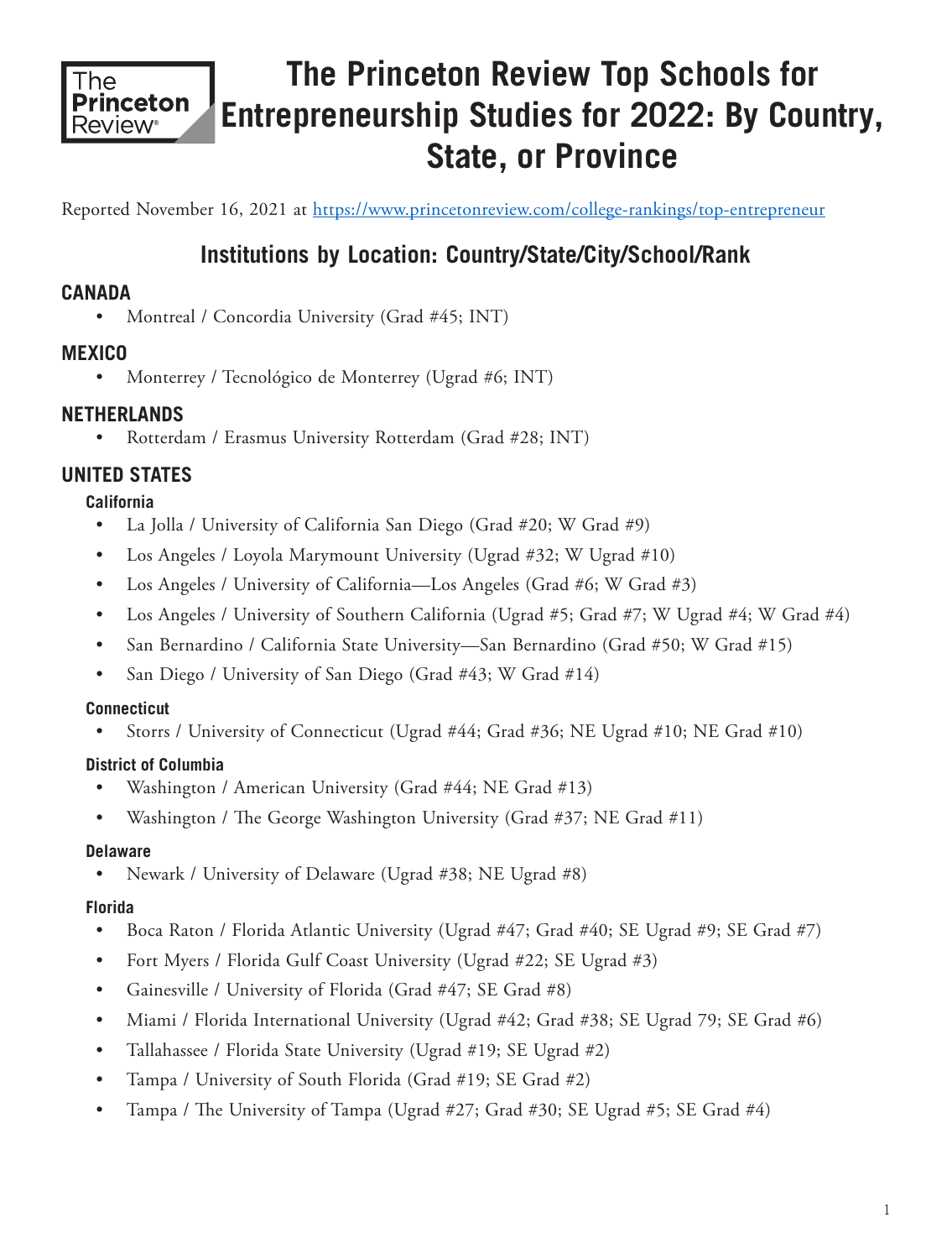# The Princeton Review Top Schools for Entrepreneurship Studies for 2022: By Country, State, or Province

Reported November 16, 2021 at https://www.princetonreview.com/college-rankings/top-entrepreneur

## Institutions by Location: Country/State/City/School/Rank

### CANADA

- Montreal / Concordia University (Grad #45; INT)

### MEXICO

- Monterrey / Tecnológico de Monterrey (Ugrad #6; INT)

### NETHERLANDS

- Rotterdam / Erasmus University Rotterdam (Grad #28; INT)

### UNITED STATES

#### California

- La Jolla / University of California San Diego (Grad #20; W Grad #9)
- Los Angeles / Loyola Marymount University (Ugrad #32; W Ugrad #10)
- Los Angeles / University of California—Los Angeles (Grad #6; W Grad #3)
- Los Angeles / University of Southern California (Ugrad #5; Grad #7; W Ugrad #4; W Grad #4)
- San Bernardino / California State University—San Bernardino (Grad #50; W Grad #15)
- San Diego / University of San Diego (Grad #43; W Grad #14)

#### Connecticut

- Storrs / University of Connecticut (Ugrad #44; Grad #36; NE Ugrad #10; NE Grad #10)

#### District of Columbia

- Washington / American University (Grad #44; NE Grad #13)
- Washington / The George Washington University (Grad #37; NE Grad #11)

#### Delaware

- Newark / University of Delaware (Ugrad #38; NE Ugrad #8)

#### Florida

- Boca Raton / Florida Atlantic University (Ugrad #47; Grad #40; SE Ugrad #9; SE Grad #7)
- Fort Myers / Florida Gulf Coast University (Ugrad #22; SE Ugrad #3)
- Gainesville / University of Florida (Grad #47; SE Grad #8)
- Miami / Florida International University (Ugrad #42; Grad #38; SE Ugrad 79; SE Grad #6)
- Tallahassee / Florida State University (Ugrad #19; SE Ugrad #2)
- Tampa / University of South Florida (Grad #19; SE Grad #2)
- Tampa / The University of Tampa (Ugrad #27; Grad #30; SE Ugrad #5; SE Grad #4)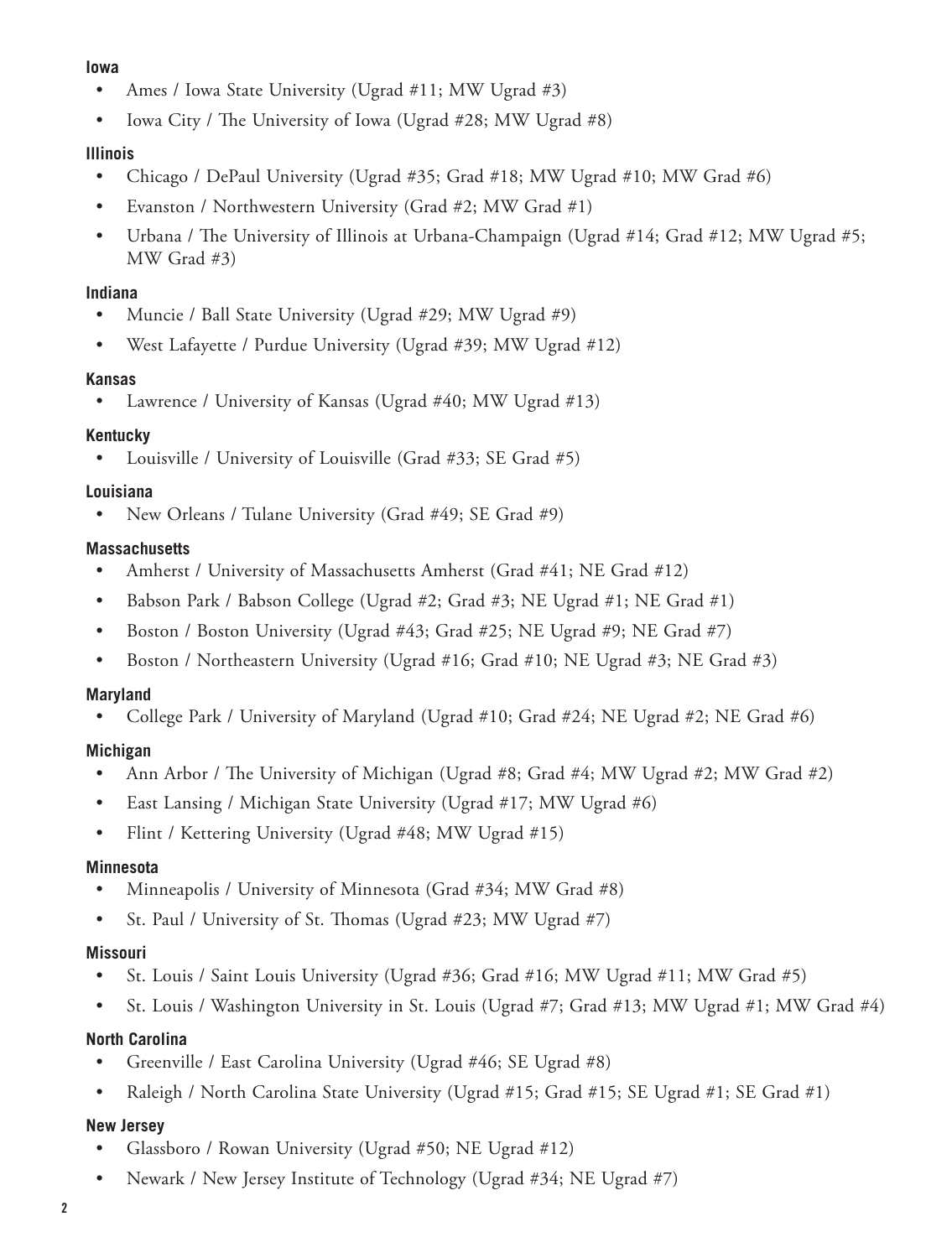**Iowa**

- Ames / Iowa State University (Ugrad #11; MW Ugrad #3)
- Iowa City / The University of Iowa (Ugrad #28; MW Ugrad #8)

**Illinois**

- Chicago / DePaul University (Ugrad #35; Grad #18; MW Ugrad #10; MW Grad #6)
- Evanston / Northwestern University (Grad #2; MW Grad #1)
- Urbana / The University of Illinois at Urbana-Champaign (Ugrad #14; Grad #12; MW Ugrad #5; MW Grad #3)

**Indiana**

- Muncie / Ball State University (Ugrad #29; MW Ugrad #9)
- West Lafayette / Purdue University (Ugrad #39; MW Ugrad #12)

**Kansas**

- Lawrence / University of Kansas (Ugrad #40; MW Ugrad #13)

**Kentucky**

- Louisville / University of Louisville (Grad #33; SE Grad #5)

**Louisiana**

- New Orleans / Tulane University (Grad #49; SE Grad #9)

**Massachusetts**

- Amherst / University of Massachusetts Amherst (Grad #41; NE Grad #12)
- Babson Park / Babson College (Ugrad #2; Grad #3; NE Ugrad #1; NE Grad #1)
- Boston / Boston University (Ugrad #43; Grad #25; NE Ugrad #9; NE Grad #7)
- Boston / Northeastern University (Ugrad #16; Grad #10; NE Ugrad #3; NE Grad #3)

**Maryland**

- College Park / University of Maryland (Ugrad #10; Grad #24; NE Ugrad #2; NE Grad #6)

**Michigan**

- Ann Arbor / The University of Michigan (Ugrad #8; Grad #4; MW Ugrad #2; MW Grad #2)
- East Lansing / Michigan State University (Ugrad #17; MW Ugrad #6)
- Flint / Kettering University (Ugrad #48; MW Ugrad #15)

**Minnesota**

- Minneapolis / University of Minnesota (Grad #34; MW Grad #8)
- St. Paul / University of St. Thomas (Ugrad #23; MW Ugrad #7)

**Missouri**

- St. Louis / Saint Louis University (Ugrad #36; Grad #16; MW Ugrad #11; MW Grad #5)
- St. Louis / Washington University in St. Louis (Ugrad #7; Grad #13; MW Ugrad #1; MW Grad #4)

**North Carolina**

- Greenville / East Carolina University (Ugrad #46; SE Ugrad #8)
- Raleigh / North Carolina State University (Ugrad #15; Grad #15; SE Ugrad #1; SE Grad #1)

**New Jersey**

- Glassboro / Rowan University (Ugrad #50; NE Ugrad #12)
- Newark / New Jersey Institute of Technology (Ugrad #34; NE Ugrad #7)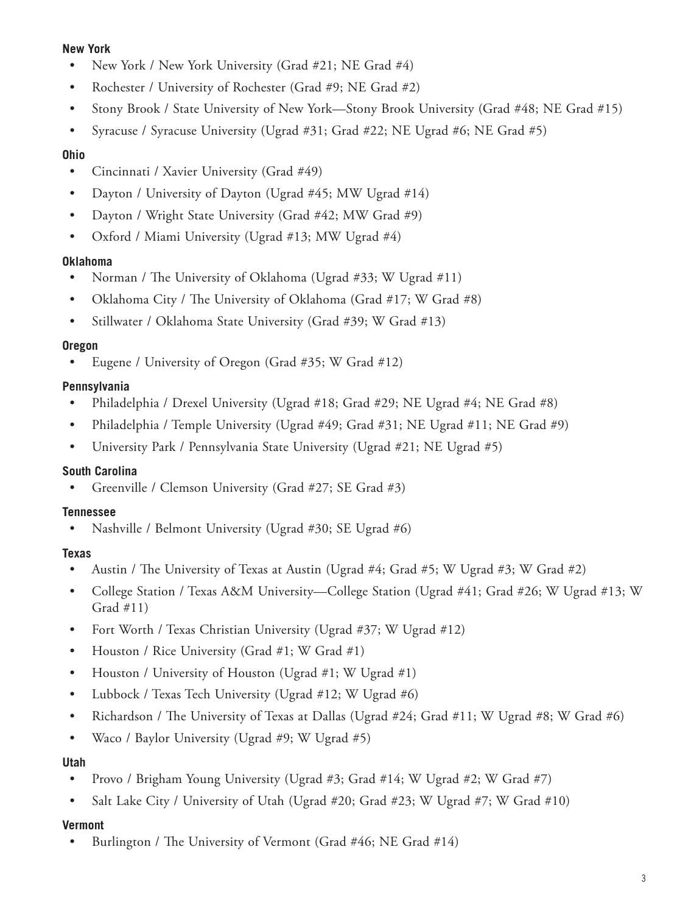**New York**

- New York / New York University (Grad #21; NE Grad #4)
- Rochester / University of Rochester (Grad #9; NE Grad #2)
- Stony Brook / State University of New York—Stony Brook University (Grad #48; NE Grad #15)
- Syracuse / Syracuse University (Ugrad #31; Grad #22; NE Ugrad #6; NE Grad #5)

**Ohio**

- Cincinnati / Xavier University (Grad #49)
- Dayton / University of Dayton (Ugrad #45; MW Ugrad #14)
- Dayton / Wright State University (Grad #42; MW Grad #9)
- Oxford / Miami University (Ugrad #13; MW Ugrad #4)

**Oklahoma**

- Norman / The University of Oklahoma (Ugrad #33; W Ugrad #11)
- Oklahoma City / The University of Oklahoma (Grad #17; W Grad #8)
- Stillwater / Oklahoma State University (Grad #39; W Grad #13)

**Oregon**

- Eugene / University of Oregon (Grad #35; W Grad #12)

**Pennsylvania**

- Philadelphia / Drexel University (Ugrad #18; Grad #29; NE Ugrad #4; NE Grad #8)
- Philadelphia / Temple University (Ugrad #49; Grad #31; NE Ugrad #11; NE Grad #9)
- University Park / Pennsylvania State University (Ugrad #21; NE Ugrad #5)

**South Carolina**

- Greenville / Clemson University (Grad #27; SE Grad #3)

**Tennessee**

- Nashville / Belmont University (Ugrad #30; SE Ugrad #6)

**Texas**

- Austin / The University of Texas at Austin (Ugrad #4; Grad #5; W Ugrad #3; W Grad #2)
- College Station / Texas A&M University—College Station (Ugrad #41; Grad #26; W Ugrad #13; W Grad #11)
- Fort Worth / Texas Christian University (Ugrad #37; W Ugrad #12)
- Houston / Rice University (Grad #1; W Grad #1)
- Houston / University of Houston (Ugrad #1; W Ugrad #1)
- Lubbock / Texas Tech University (Ugrad #12; W Ugrad #6)
- Richardson / The University of Texas at Dallas (Ugrad #24; Grad #11; W Ugrad #8; W Grad #6)
- Waco / Baylor University (Ugrad #9; W Ugrad #5)

**Utah**

- Provo / Brigham Young University (Ugrad #3; Grad #14; W Ugrad #2; W Grad #7)
- Salt Lake City / University of Utah (Ugrad #20; Grad #23; W Ugrad #7; W Grad #10)

**Vermont**

- Burlington / The University of Vermont (Grad #46; NE Grad #14)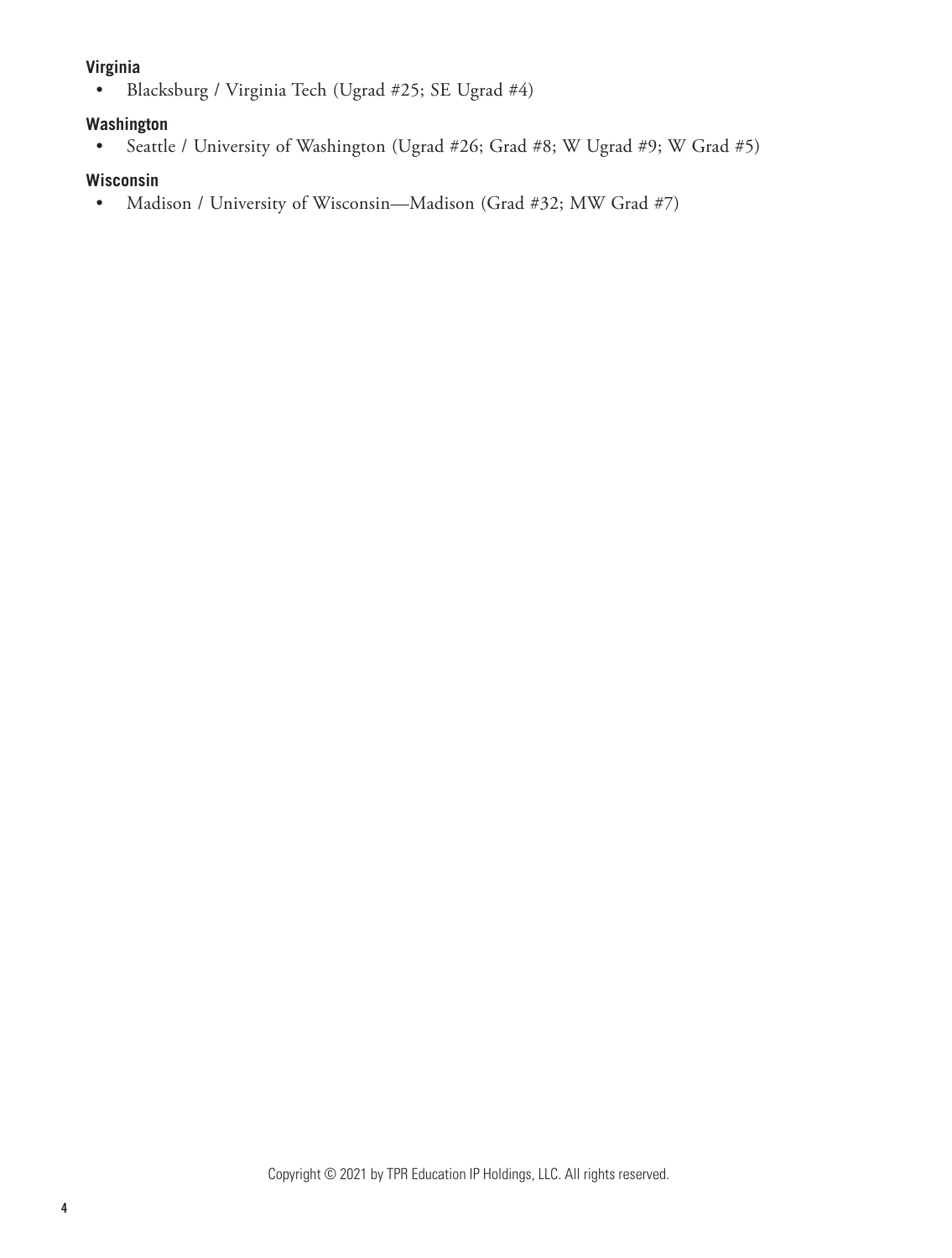### Virginia

- Blacksburg / Virginia Tech (Ugrad #25; SE Ugrad #4)

### Washington

- Seattle / University of Washington (Ugrad #26; Grad #8; W Ugrad #9; W Grad #5)

### Wisconsin

- Madison / University of Wisconsin—Madison (Grad #32; MW Grad #7)

Copyright © 2021 by TPR Education IP Holdings, LLC. All rights reserved.